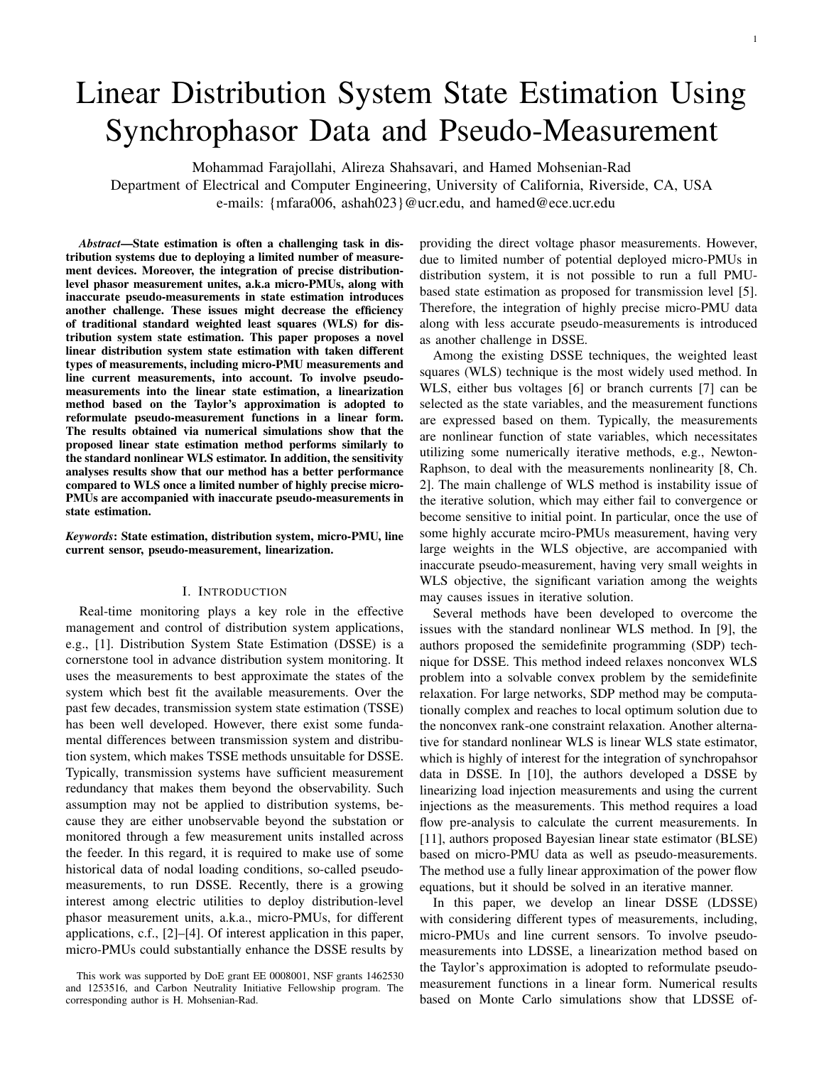# Linear Distribution System State Estimation Using Synchrophasor Data and Pseudo-Measurement

Mohammad Farajollahi, Alireza Shahsavari, and Hamed Mohsenian-Rad
Department of Electrical and Computer Engineering, University of California, Riverside, CA, USA
e-mails: {mfara006, ashah023}@ucr.edu, and hamed@ece.ucr.edu

***Abstract*—State estimation is often a challenging task in distribution systems due to deploying a limited number of measurement devices. Moreover, the integration of precise distribution-level phasor measurement unites, a.k.a micro-PMUs, along with inaccurate pseudo-measurements in state estimation introduces another challenge. These issues might decrease the efficiency of traditional standard weighted least squares (WLS) for distribution system state estimation. This paper proposes a novel linear distribution system state estimation with taken different types of measurements, including micro-PMU measurements and line current measurements, into account. To involve pseudo-measurements into the linear state estimation, a linearization method based on the Taylor's approximation is adopted to reformulate pseudo-measurement functions in a linear form. The results obtained via numerical simulations show that the proposed linear state estimation method performs similarly to the standard nonlinear WLS estimator. In addition, the sensitivity analyses results show that our method has a better performance compared to WLS once a limited number of highly precise micro-PMUs are accompanied with inaccurate pseudo-measurements in state estimation.**

***Keywords*: State estimation, distribution system, micro-PMU, line current sensor, pseudo-measurement, linearization.**

## I. Introduction

Real-time monitoring plays a key role in the effective management and control of distribution system applications, e.g., [1]. Distribution System State Estimation (DSSE) is a cornerstone tool in advance distribution system monitoring. It uses the measurements to best approximate the states of the system which best fit the available measurements. Over the past few decades, transmission system state estimation (TSSE) has been well developed. However, there exist some fundamental differences between transmission system and distribution system, which makes TSSE methods unsuitable for DSSE. Typically, transmission systems have sufficient measurement redundancy that makes them beyond the observability. Such assumption may not be applied to distribution systems, because they are either unobservable beyond the substation or monitored through a few measurement units installed across the feeder. In this regard, it is required to make use of some historical data of nodal loading conditions, so-called pseudo-measurements, to run DSSE. Recently, there is a growing interest among electric utilities to deploy distribution-level phasor measurement units, a.k.a., micro-PMUs, for different applications, c.f., [2]–[4]. Of interest application in this paper, micro-PMUs could substantially enhance the DSSE results by providing the direct voltage phasor measurements. However, due to limited number of potential deployed micro-PMUs in distribution system, it is not possible to run a full PMU-based state estimation as proposed for transmission level [5]. Therefore, the integration of highly precise micro-PMU data along with less accurate pseudo-measurements is introduced as another challenge in DSSE.

Among the existing DSSE techniques, the weighted least squares (WLS) technique is the most widely used method. In WLS, either bus voltages [6] or branch currents [7] can be selected as the state variables, and the measurement functions are expressed based on them. Typically, the measurements are nonlinear function of state variables, which necessitates utilizing some numerically iterative methods, e.g., Newton-Raphson, to deal with the measurements nonlinearity [8, Ch. 2]. The main challenge of WLS method is instability issue of the iterative solution, which may either fail to convergence or become sensitive to initial point. In particular, once the use of some highly accurate mciro-PMUs measurement, having very large weights in the WLS objective, are accompanied with inaccurate pseudo-measurement, having very small weights in WLS objective, the significant variation among the weights may causes issues in iterative solution.

Several methods have been developed to overcome the issues with the standard nonlinear WLS method. In [9], the authors proposed the semidefinite programming (SDP) technique for DSSE. This method indeed relaxes nonconvex WLS problem into a solvable convex problem by the semidefinite relaxation. For large networks, SDP method may be computationally complex and reaches to local optimum solution due to the nonconvex rank-one constraint relaxation. Another alternative for standard nonlinear WLS is linear WLS state estimator, which is highly of interest for the integration of synchropahsor data in DSSE. In [10], the authors developed a DSSE by linearizing load injection measurements and using the current injections as the measurements. This method requires a load flow pre-analysis to calculate the current measurements. In [11], authors proposed Bayesian linear state estimator (BLSE) based on micro-PMU data as well as pseudo-measurements. The method use a fully linear approximation of the power flow equations, but it should be solved in an iterative manner.

In this paper, we develop an linear DSSE (LDSSE) with considering different types of measurements, including, micro-PMUs and line current sensors. To involve pseudo-measurements into LDSSE, a linearization method based on the Taylor's approximation is adopted to reformulate pseudo-measurement functions in a linear form. Numerical results based on Monte Carlo simulations show that LDSSE of-

This work was supported by DoE grant EE 0008001, NSF grants 1462530 and 1253516, and Carbon Neutrality Initiative Fellowship program. The corresponding author is H. Mohsenian-Rad.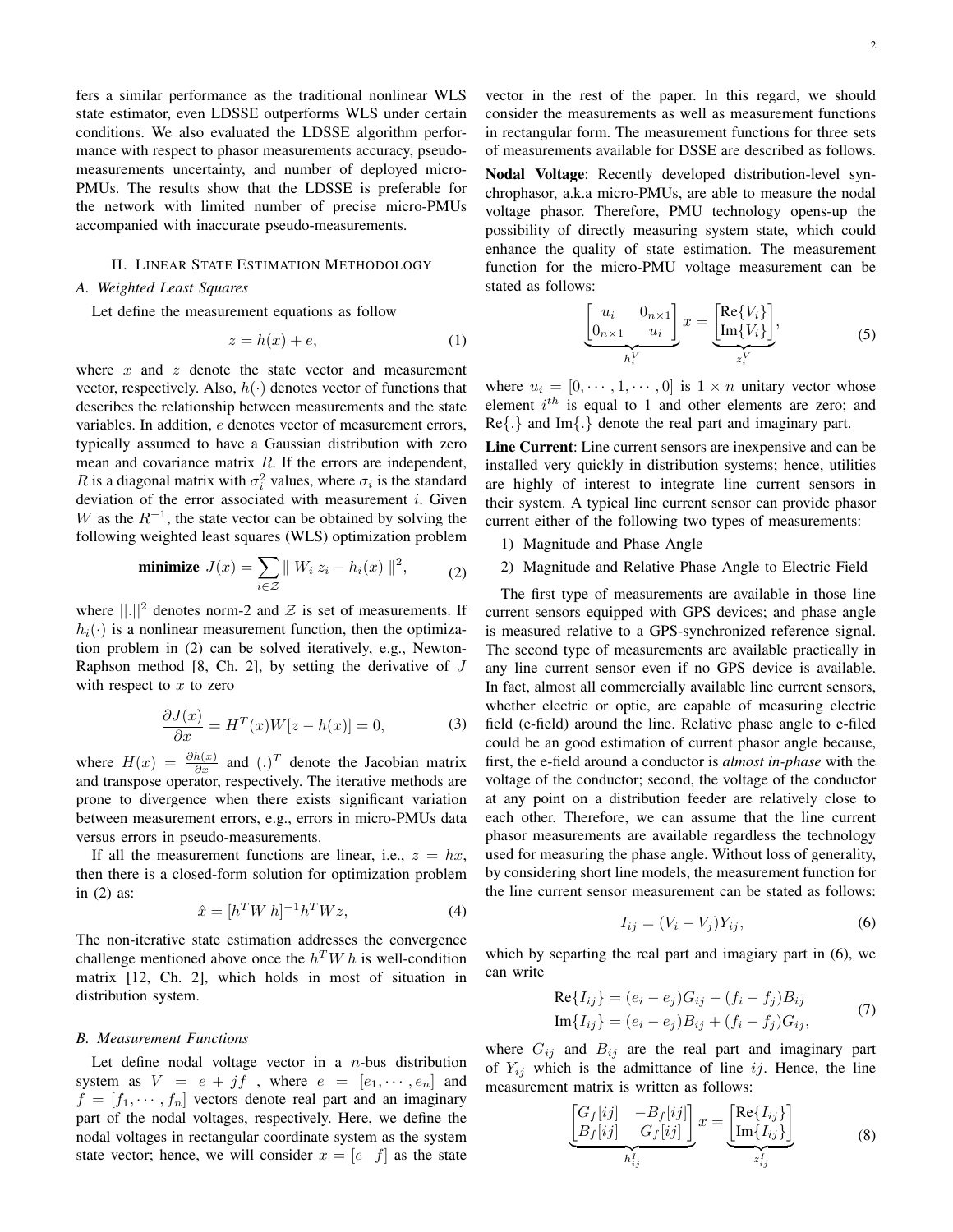fers a similar performance as the traditional nonlinear WLS state estimator, even LDSSE outperforms WLS under certain conditions. We also evaluated the LDSSE algorithm performance with respect to phasor measurements accuracy, pseudo-measurements uncertainty, and number of deployed micro-PMUs. The results show that the LDSSE is preferable for the network with limited number of precise micro-PMUs accompanied with inaccurate pseudo-measurements.

## II. Linear State Estimation Methodology

### A. Weighted Least Squares

Let define the measurement equations as follow

$$z = h(x) + e, \tag{1}$$

where $x$ and $z$ denote the state vector and measurement vector, respectively. Also, $h(\cdot)$ denotes vector of functions that describes the relationship between measurements and the state variables. In addition, $e$ denotes vector of measurement errors, typically assumed to have a Gaussian distribution with zero mean and covariance matrix $R$. If the errors are independent, $R$ is a diagonal matrix with $\sigma_i^2$ values, where $\sigma_i$ is the standard deviation of the error associated with measurement $i$. Given $W$ as the $R^{-1}$, the state vector can be obtained by solving the following weighted least squares (WLS) optimization problem

$$\textbf{minimize } J(x) = \sum_{i \in \mathcal{Z}} \parallel W_i \, z_i - h_i(x) \parallel^2, \tag{2}$$

where $||.||^2$ denotes norm-2 and $\mathcal{Z}$ is set of measurements. If $h_i(\cdot)$ is a nonlinear measurement function, then the optimization problem in (2) can be solved iteratively, e.g., Newton-Raphson method [8, Ch. 2], by setting the derivative of $J$ with respect to $x$ to zero

$$\frac{\partial J(x)}{\partial x} = H^T(x)W[z - h(x)] = 0, \tag{3}$$

where $H(x) = \frac{\partial h(x)}{\partial x}$ and $(.)^T$ denote the Jacobian matrix and transpose operator, respectively. The iterative methods are prone to divergence when there exists significant variation between measurement errors, e.g., errors in micro-PMUs data versus errors in pseudo-measurements.

If all the measurement functions are linear, i.e., $z = hx$, then there is a closed-form solution for optimization problem in (2) as:

$$\hat{x} = [h^T W \, h]^{-1} h^T W z, \tag{4}$$

The non-iterative state estimation addresses the convergence challenge mentioned above once the $h^T W \, h$ is well-condition matrix [12, Ch. 2], which holds in most of situation in distribution system.

### B. Measurement Functions

Let define nodal voltage vector in a $n$-bus distribution system as $V = e + jf$ , where $e = [e_1, \cdots, e_n]$ and $f = [f_1, \cdots, f_n]$ vectors denote real part and an imaginary part of the nodal voltages, respectively. Here, we define the nodal voltages in rectangular coordinate system as the system state vector; hence, we will consider $x = [e \;\; f]$ as the state vector in the rest of the paper. In this regard, we should consider the measurements as well as measurement functions in rectangular form. The measurement functions for three sets of measurements available for DSSE are described as follows.

**Nodal Voltage**: Recently developed distribution-level synchrophasor, a.k.a micro-PMUs, are able to measure the nodal voltage phasor. Therefore, PMU technology opens-up the possibility of directly measuring system state, which could enhance the quality of state estimation. The measurement function for the micro-PMU voltage measurement can be stated as follows:

$$\underbrace{\begin{bmatrix} u_i & 0_{n\times 1} \\ 0_{n\times 1} & u_i \end{bmatrix}}_{h_i^V} x = \underbrace{\begin{bmatrix} \text{Re}\{V_i\} \\ \text{Im}\{V_i\} \end{bmatrix}}_{z_i^V}, \tag{5}$$

where $u_i = [0, \cdots, 1, \cdots, 0]$ is $1 \times n$ unitary vector whose element $i^{th}$ is equal to 1 and other elements are zero; and Re{.} and Im{.} denote the real part and imaginary part.

**Line Current**: Line current sensors are inexpensive and can be installed very quickly in distribution systems; hence, utilities are highly of interest to integrate line current sensors in their system. A typical line current sensor can provide phasor current either of the following two types of measurements:

1) Magnitude and Phase Angle
2) Magnitude and Relative Phase Angle to Electric Field

The first type of measurements are available in those line current sensors equipped with GPS devices; and phase angle is measured relative to a GPS-synchronized reference signal. The second type of measurements are available practically in any line current sensor even if no GPS device is available. In fact, almost all commercially available line current sensors, whether electric or optic, are capable of measuring electric field (e-field) around the line. Relative phase angle to e-filed could be an good estimation of current phasor angle because, first, the e-field around a conductor is *almost in-phase* with the voltage of the conductor; second, the voltage of the conductor at any point on a distribution feeder are relatively close to each other. Therefore, we can assume that the line current phasor measurements are available regardless the technology used for measuring the phase angle. Without loss of generality, by considering short line models, the measurement function for the line current sensor measurement can be stated as follows:

$$I_{ij} = (V_i - V_j)Y_{ij}, \tag{6}$$

which by separting the real part and imagiary part in (6), we can write

$$\begin{aligned} \text{Re}\{I_{ij}\} &= (e_i - e_j)G_{ij} - (f_i - f_j)B_{ij} \\ \text{Im}\{I_{ij}\} &= (e_i - e_j)B_{ij} + (f_i - f_j)G_{ij}, \end{aligned} \tag{7}$$

where $G_{ij}$ and $B_{ij}$ are the real part and imaginary part of $Y_{ij}$ which is the admittance of line $ij$. Hence, the line measurement matrix is written as follows:

$$\underbrace{\begin{bmatrix} G_f[ij] & -B_f[ij] \\ B_f[ij] & G_f[ij] \end{bmatrix}}_{h_{ij}^I} x = \underbrace{\begin{bmatrix} \text{Re}\{I_{ij}\} \\ \text{Im}\{I_{ij}\} \end{bmatrix}}_{z_{ij}^I} \tag{8}$$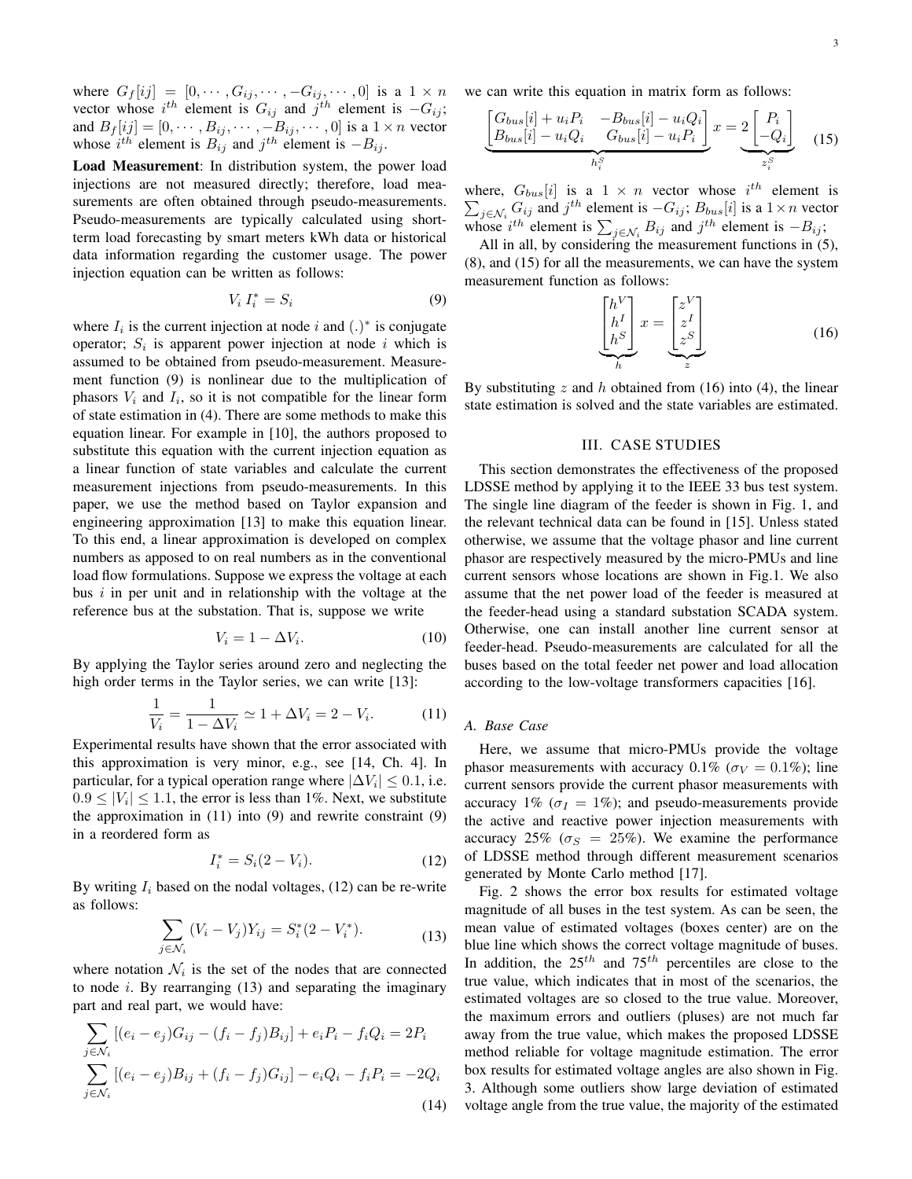where $G_f[ij] = [0, \cdots, G_{ij}, \cdots, -G_{ij}, \cdots, 0]$ is a $1 \times n$ vector whose $i^{th}$ element is $G_{ij}$ and $j^{th}$ element is $-G_{ij}$; and $B_f[ij] = [0, \cdots, B_{ij}, \cdots, -B_{ij}, \cdots, 0]$ is a $1 \times n$ vector whose $i^{th}$ element is $B_{ij}$ and $j^{th}$ element is $-B_{ij}$.

**Load Measurement**: In distribution system, the power load injections are not measured directly; therefore, load measurements are often obtained through pseudo-measurements. Pseudo-measurements are typically calculated using short-term load forecasting by smart meters kWh data or historical data information regarding the customer usage. The power injection equation can be written as follows:

$$V_i \, I_i^* = S_i \tag{9}$$

where $I_i$ is the current injection at node $i$ and $(.)^*$ is conjugate operator; $S_i$ is apparent power injection at node $i$ which is assumed to be obtained from pseudo-measurement. Measurement function (9) is nonlinear due to the multiplication of phasors $V_i$ and $I_i$, so it is not compatible for the linear form of state estimation in (4). There are some methods to make this equation linear. For example in [10], the authors proposed to substitute this equation with the current injection equation as a linear function of state variables and calculate the current measurement injections from pseudo-measurements. In this paper, we use the method based on Taylor expansion and engineering approximation [13] to make this equation linear. To this end, a linear approximation is developed on complex numbers as apposed to on real numbers as in the conventional load flow formulations. Suppose we express the voltage at each bus $i$ in per unit and in relationship with the voltage at the reference bus at the substation. That is, suppose we write

$$V_i = 1 - \Delta V_i. \tag{10}$$

By applying the Taylor series around zero and neglecting the high order terms in the Taylor series, we can write [13]:

$$\frac{1}{V_i} = \frac{1}{1 - \Delta V_i} \simeq 1 + \Delta V_i = 2 - V_i. \tag{11}$$

Experimental results have shown that the error associated with this approximation is very minor, e.g., see [14, Ch. 4]. In particular, for a typical operation range where $|\Delta V_i| \leq 0.1$, i.e. $0.9 \leq |V_i| \leq 1.1$, the error is less than 1%. Next, we substitute the approximation in (11) into (9) and rewrite constraint (9) in a reordered form as

$$I_i^* = S_i(2 - V_i). \tag{12}$$

By writing $I_i$ based on the nodal voltages, (12) can be re-write as follows:

$$\sum_{j \in \mathcal{N}_i} (V_i - V_j) Y_{ij} = S_i^*(2 - V_i^*). \tag{13}$$

where notation $\mathcal{N}_i$ is the set of the nodes that are connected to node $i$. By rearranging (13) and separating the imaginary part and real part, we would have:

$$\begin{aligned} &\sum_{j \in \mathcal{N}_i} [(e_i - e_j)G_{ij} - (f_i - f_j)B_{ij}] + e_i P_i - f_i Q_i = 2P_i \\ &\sum_{j \in \mathcal{N}_i} [(e_i - e_j)B_{ij} + (f_i - f_j)G_{ij}] - e_i Q_i - f_i P_i = -2Q_i \end{aligned} \tag{14}$$

we can write this equation in matrix form as follows:

$$\underbrace{\begin{bmatrix} G_{bus}[i] + u_i P_i & -B_{bus}[i] - u_i Q_i \\ B_{bus}[i] - u_i Q_i & G_{bus}[i] - u_i P_i \end{bmatrix}}_{h_i^S} x = \underbrace{2 \begin{bmatrix} P_i \\ -Q_i \end{bmatrix}}_{z_i^S} \tag{15}$$

where, $G_{bus}[i]$ is a $1 \times n$ vector whose $i^{th}$ element is $\sum_{j \in \mathcal{N}_i} G_{ij}$ and $j^{th}$ element is $-G_{ij}$; $B_{bus}[i]$ is a $1 \times n$ vector whose $i^{th}$ element is $\sum_{j \in \mathcal{N}_i} B_{ij}$ and $j^{th}$ element is $-B_{ij}$;

All in all, by considering the measurement functions in (5), (8), and (15) for all the measurements, we can have the system measurement function as follows:

$$\underbrace{\begin{bmatrix} h^V \\ h^I \\ h^S \end{bmatrix}}_{h} x = \underbrace{\begin{bmatrix} z^V \\ z^I \\ z^S \end{bmatrix}}_{z} \tag{16}$$

By substituting $z$ and $h$ obtained from (16) into (4), the linear state estimation is solved and the state variables are estimated.

## III. CASE STUDIES

This section demonstrates the effectiveness of the proposed LDSSE method by applying it to the IEEE 33 bus test system. The single line diagram of the feeder is shown in Fig. 1, and the relevant technical data can be found in [15]. Unless stated otherwise, we assume that the voltage phasor and line current phasor are respectively measured by the micro-PMUs and line current sensors whose locations are shown in Fig.1. We also assume that the net power load of the feeder is measured at the feeder-head using a standard substation SCADA system. Otherwise, one can install another line current sensor at feeder-head. Pseudo-measurements are calculated for all the buses based on the total feeder net power and load allocation according to the low-voltage transformers capacities [16].

### A. Base Case

Here, we assume that micro-PMUs provide the voltage phasor measurements with accuracy 0.1% ($\sigma_V = 0.1\%$); line current sensors provide the current phasor measurements with accuracy 1% ($\sigma_I = 1\%$); and pseudo-measurements provide the active and reactive power injection measurements with accuracy 25% ($\sigma_S = 25\%$). We examine the performance of LDSSE method through different measurement scenarios generated by Monte Carlo method [17].

Fig. 2 shows the error box results for estimated voltage magnitude of all buses in the test system. As can be seen, the mean value of estimated voltages (boxes center) are on the blue line which shows the correct voltage magnitude of buses. In addition, the $25^{th}$ and $75^{th}$ percentiles are close to the true value, which indicates that in most of the scenarios, the estimated voltages are so closed to the true value. Moreover, the maximum errors and outliers (pluses) are not much far away from the true value, which makes the proposed LDSSE method reliable for voltage magnitude estimation. The error box results for estimated voltage angles are also shown in Fig. 3. Although some outliers show large deviation of estimated voltage angle from the true value, the majority of the estimated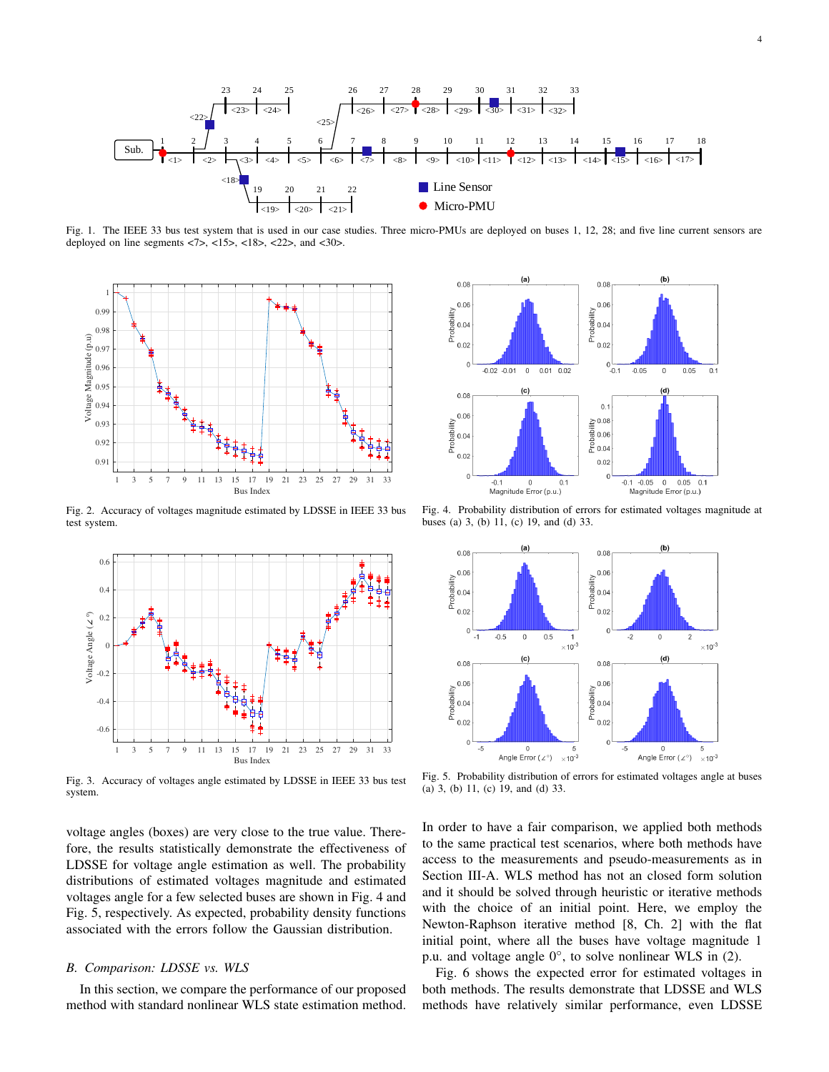Fig. 1. The IEEE 33 bus test system that is used in our case studies. Three micro-PMUs are deployed on buses 1, 12, 28; and five line current sensors are deployed on line segments <7>, <15>, <18>, <22>, and <30>.

Fig. 2. Accuracy of voltages magnitude estimated by LDSSE in IEEE 33 bus test system.

Fig. 4. Probability distribution of errors for estimated voltages magnitude at buses (a) 3, (b) 11, (c) 19, and (d) 33.

Fig. 3. Accuracy of voltages angle estimated by LDSSE in IEEE 33 bus test system.

Fig. 5. Probability distribution of errors for estimated voltages angle at buses (a) 3, (b) 11, (c) 19, and (d) 33.

voltage angles (boxes) are very close to the true value. Therefore, the results statistically demonstrate the effectiveness of LDSSE for voltage angle estimation as well. The probability distributions of estimated voltages magnitude and estimated voltages angle for a few selected buses are shown in Fig. 4 and Fig. 5, respectively. As expected, probability density functions associated with the errors follow the Gaussian distribution.

### *B. Comparison: LDSSE vs. WLS*

In this section, we compare the performance of our proposed method with standard nonlinear WLS state estimation method. In order to have a fair comparison, we applied both methods to the same practical test scenarios, where both methods have access to the measurements and pseudo-measurements as in Section III-A. WLS method has not an closed form solution and it should be solved through heuristic or iterative methods with the choice of an initial point. Here, we employ the Newton-Raphson iterative method [8, Ch. 2] with the flat initial point, where all the buses have voltage magnitude 1 p.u. and voltage angle 0°, to solve nonlinear WLS in (2).

Fig. 6 shows the expected error for estimated voltages in both methods. The results demonstrate that LDSSE and WLS methods have relatively similar performance, even LDSSE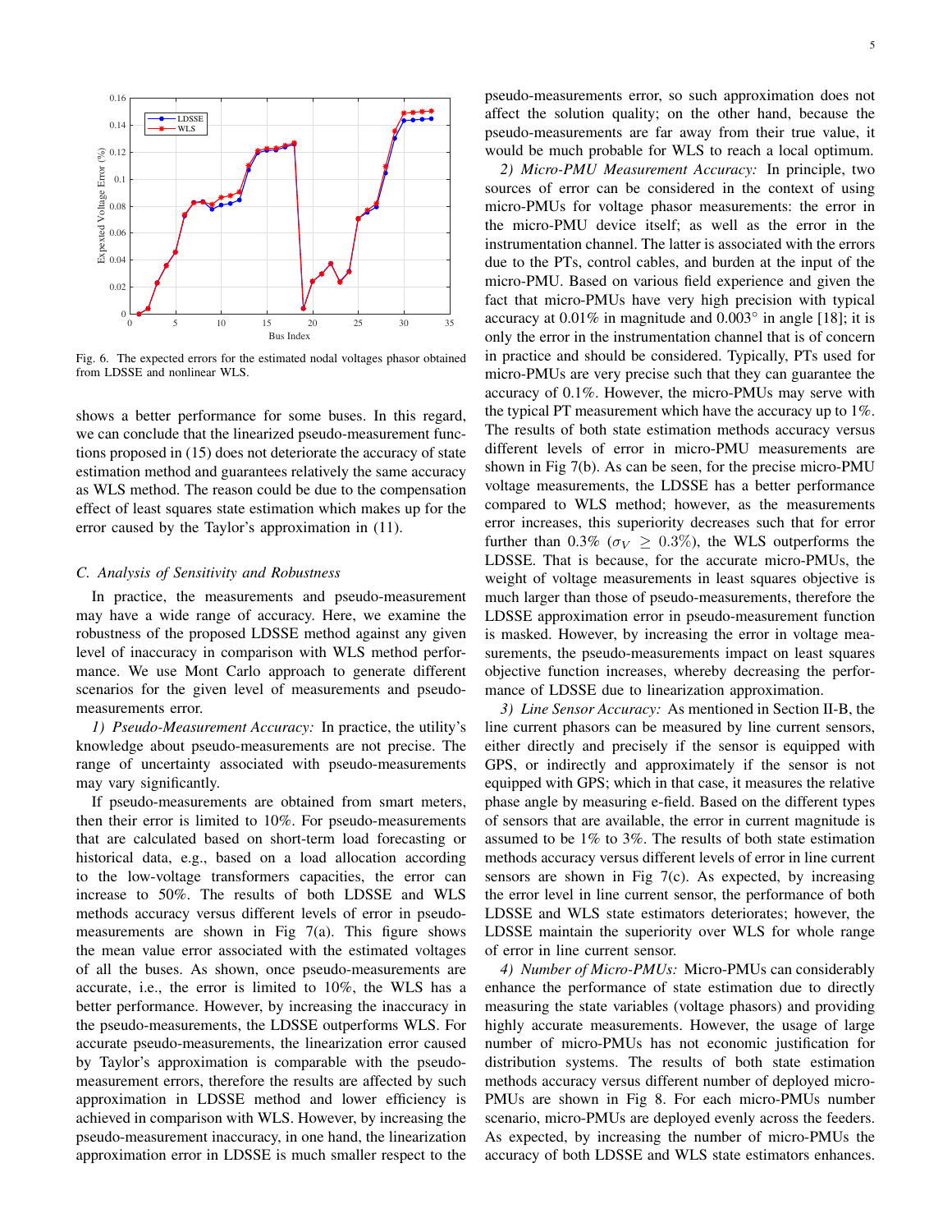Fig. 6. The expected errors for the estimated nodal voltages phasor obtained from LDSSE and nonlinear WLS.

shows a better performance for some buses. In this regard, we can conclude that the linearized pseudo-measurement functions proposed in (15) does not deteriorate the accuracy of state estimation method and guarantees relatively the same accuracy as WLS method. The reason could be due to the compensation effect of least squares state estimation which makes up for the error caused by the Taylor's approximation in (11).

### C. Analysis of Sensitivity and Robustness

In practice, the measurements and pseudo-measurement may have a wide range of accuracy. Here, we examine the robustness of the proposed LDSSE method against any given level of inaccuracy in comparison with WLS method performance. We use Mont Carlo approach to generate different scenarios for the given level of measurements and pseudo-measurements error.

*1) Pseudo-Measurement Accuracy:* In practice, the utility's knowledge about pseudo-measurements are not precise. The range of uncertainty associated with pseudo-measurements may vary significantly.

If pseudo-measurements are obtained from smart meters, then their error is limited to 10%. For pseudo-measurements that are calculated based on short-term load forecasting or historical data, e.g., based on a load allocation according to the low-voltage transformers capacities, the error can increase to 50%. The results of both LDSSE and WLS methods accuracy versus different levels of error in pseudo-measurements are shown in Fig 7(a). This figure shows the mean value error associated with the estimated voltages of all the buses. As shown, once pseudo-measurements are accurate, i.e., the error is limited to 10%, the WLS has a better performance. However, by increasing the inaccuracy in the pseudo-measurements, the LDSSE outperforms WLS. For accurate pseudo-measurements, the linearization error caused by Taylor's approximation is comparable with the pseudo-measurement errors, therefore the results are affected by such approximation in LDSSE method and lower efficiency is achieved in comparison with WLS. However, by increasing the pseudo-measurement inaccuracy, in one hand, the linearization approximation error in LDSSE is much smaller respect to the pseudo-measurements error, so such approximation does not affect the solution quality; on the other hand, because the pseudo-measurements are far away from their true value, it would be much probable for WLS to reach a local optimum.

*2) Micro-PMU Measurement Accuracy:* In principle, two sources of error can be considered in the context of using micro-PMUs for voltage phasor measurements: the error in the micro-PMU device itself; as well as the error in the instrumentation channel. The latter is associated with the errors due to the PTs, control cables, and burden at the input of the micro-PMU. Based on various field experience and given the fact that micro-PMUs have very high precision with typical accuracy at 0.01% in magnitude and 0.003° in angle [18]; it is only the error in the instrumentation channel that is of concern in practice and should be considered. Typically, PTs used for micro-PMUs are very precise such that they can guarantee the accuracy of 0.1%. However, the micro-PMUs may serve with the typical PT measurement which have the accuracy up to 1%. The results of both state estimation methods accuracy versus different levels of error in micro-PMU measurements are shown in Fig 7(b). As can be seen, for the precise micro-PMU voltage measurements, the LDSSE has a better performance compared to WLS method; however, as the measurements error increases, this superiority decreases such that for error further than 0.3% ($\sigma_V \geq 0.3\%$), the WLS outperforms the LDSSE. That is because, for the accurate micro-PMUs, the weight of voltage measurements in least squares objective is much larger than those of pseudo-measurements, therefore the LDSSE approximation error in pseudo-measurement function is masked. However, by increasing the error in voltage measurements, the pseudo-measurements impact on least squares objective function increases, whereby decreasing the performance of LDSSE due to linearization approximation.

*3) Line Sensor Accuracy:* As mentioned in Section II-B, the line current phasors can be measured by line current sensors, either directly and precisely if the sensor is equipped with GPS, or indirectly and approximately if the sensor is not equipped with GPS; which in that case, it measures the relative phase angle by measuring e-field. Based on the different types of sensors that are available, the error in current magnitude is assumed to be 1% to 3%. The results of both state estimation methods accuracy versus different levels of error in line current sensors are shown in Fig 7(c). As expected, by increasing the error level in line current sensor, the performance of both LDSSE and WLS state estimators deteriorates; however, the LDSSE maintain the superiority over WLS for whole range of error in line current sensor.

*4) Number of Micro-PMUs:* Micro-PMUs can considerably enhance the performance of state estimation due to directly measuring the state variables (voltage phasors) and providing highly accurate measurements. However, the usage of large number of micro-PMUs has not economic justification for distribution systems. The results of both state estimation methods accuracy versus different number of deployed micro-PMUs are shown in Fig 8. For each micro-PMUs number scenario, micro-PMUs are deployed evenly across the feeders. As expected, by increasing the number of micro-PMUs the accuracy of both LDSSE and WLS state estimators enhances.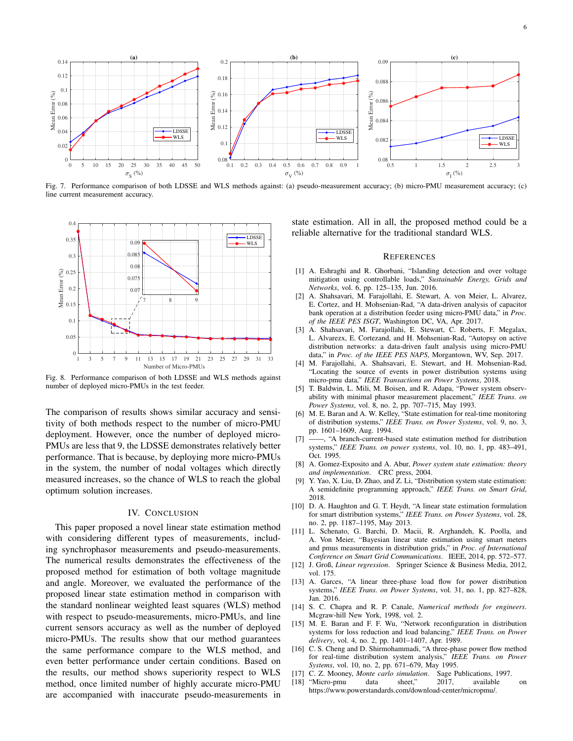(a)

Mean Error (%)

0.14
0.12
0.1
0.08
0.06
0.04
0.02
0

0 5 10 15 20 25 30 35 40 45 50

$\sigma_S$ (%)

LDSSE
WLS

(b)

Mean Error (%)

0.2
0.18
0.16
0.14
0.12
0.1
0.08

0.1 0.2 0.3 0.4 0.5 0.6 0.7 0.8 0.9 1

$\sigma_V$ (%)

LDSSE
WLS

(c)

Mean Error (%)

0.09
0.088
0.086
0.084
0.082
0.08

0.5 1 1.5 2 2.5 3

$\sigma_I$ (%)

LDSSE
WLS

Fig. 7. Performance comparison of both LDSSE and WLS methods against: (a) pseudo-measurement accuracy; (b) micro-PMU measurement accuracy; (c) line current measurement accuracy.

Mean Error (%)

0.4
0.35
0.3
0.25
0.2
0.15
0.1
0.05
0

1 3 5 7 9 11 13 15 17 19 21 23 25 27 29 31 33

Number of Micro-PMUs

0.09
0.085
0.08
0.075
0.07

7 8 9

LDSSE
WLS

Fig. 8. Performance comparison of both LDSSE and WLS methods against number of deployed micro-PMUs in the test feeder.

The comparison of results shows similar accuracy and sensitivity of both methods respect to the number of micro-PMU deployment. However, once the number of deployed micro-PMUs are less that 9, the LDSSE demonstrates relatively better performance. That is because, by deploying more micro-PMUs in the system, the number of nodal voltages which directly measured increases, so the chance of WLS to reach the global optimum solution increases.

## IV. Conclusion

This paper proposed a novel linear state estimation method with considering different types of measurements, including synchrophasor measurements and pseudo-measurements. The numerical results demonstrates the effectiveness of the proposed method for estimation of both voltage magnitude and angle. Moreover, we evaluated the performance of the proposed linear state estimation method in comparison with the standard nonlinear weighted least squares (WLS) method with respect to pseudo-measurements, micro-PMUs, and line current sensors accuracy as well as the number of deployed micro-PMUs. The results show that our method guarantees the same performance compare to the WLS method, and even better performance under certain conditions. Based on the results, our method shows superiority respect to WLS method, once limited number of highly accurate micro-PMU are accompanied with inaccurate pseudo-measurements in state estimation. All in all, the proposed method could be a reliable alternative for the traditional standard WLS.

## References

[1] A. Eshraghi and R. Ghorbani, "Islanding detection and over voltage mitigation using controllable loads," *Sustainable Energy, Grids and Networks*, vol. 6, pp. 125–135, Jun. 2016.

[2] A. Shahsavari, M. Farajollahi, E. Stewart, A. von Meier, L. Alvarez, E. Cortez, and H. Mohsenian-Rad, "A data-driven analysis of capacitor bank operation at a distribution feeder using micro-PMU data," in *Proc. of the IEEE PES ISGT*, Washington DC, VA, Apr. 2017.

[3] A. Shahsavari, M. Farajollahi, E. Stewart, C. Roberts, F. Megalax, L. Alvarezx, E. Cortezand, and H. Mohsenian-Rad, "Autopsy on active distribution networks: a data-driven fault analysis using micro-PMU data," in *Proc. of the IEEE PES NAPS*, Morgantown, WV, Sep. 2017.

[4] M. Farajollahi, A. Shahsavari, E. Stewart, and H. Mohsenian-Rad, "Locating the source of events in power distribution systems using micro-pmu data," *IEEE Transactions on Power Systems*, 2018.

[5] T. Baldwin, L. Mili, M. Boisen, and R. Adapa, "Power system observability with minimal phasor measurement placement," *IEEE Trans. on Power Systems*, vol. 8, no. 2, pp. 707–715, May 1993.

[6] M. E. Baran and A. W. Kelley, "State estimation for real-time monitoring of distribution systems," *IEEE Trans. on Power Systems*, vol. 9, no. 3, pp. 1601–1609, Aug. 1994.

[7] ——, "A branch-current-based state estimation method for distribution systems," *IEEE Trans. on power systems*, vol. 10, no. 1, pp. 483–491, Oct. 1995.

[8] A. Gomez-Exposito and A. Abur, *Power system state estimation: theory and implementation*. CRC press, 2004.

[9] Y. Yao, X. Liu, D. Zhao, and Z. Li, "Distribution system state estimation: A semidefinite programming approach," *IEEE Trans. on Smart Grid*, 2018.

[10] D. A. Haughton and G. T. Heydt, "A linear state estimation formulation for smart distribution systems," *IEEE Trans. on Power Systems*, vol. 28, no. 2, pp. 1187–1195, May 2013.

[11] L. Schenato, G. Barchi, D. Macii, R. Arghandeh, K. Poolla, and A. Von Meier, "Bayesian linear state estimation using smart meters and pmus measurements in distribution grids," in *Proc. of International Conference on Smart Grid Communications*. IEEE, 2014, pp. 572–577.

[12] J. Groß, *Linear regression*. Springer Science & Business Media, 2012, vol. 175.

[13] A. Garces, "A linear three-phase load flow for power distribution systems," *IEEE Trans. on Power Systems*, vol. 31, no. 1, pp. 827–828, Jan. 2016.

[14] S. C. Chapra and R. P. Canale, *Numerical methods for engineers*. Mcgraw-hill New York, 1998, vol. 2.

[15] M. E. Baran and F. F. Wu, "Network reconfiguration in distribution systems for loss reduction and load balancing," *IEEE Trans. on Power delivery*, vol. 4, no. 2, pp. 1401–1407, Apr. 1989.

[16] C. S. Cheng and D. Shirmohammadi, "A three-phase power flow method for real-time distribution system analysis," *IEEE Trans. on Power Systems*, vol. 10, no. 2, pp. 671–679, May 1995.

[17] C. Z. Mooney, *Monte carlo simulation*. Sage Publications, 1997.

[18] "Micro-pmu data sheet," 2017, available on https://www.powerstandards.com/download-center/micropmu/.